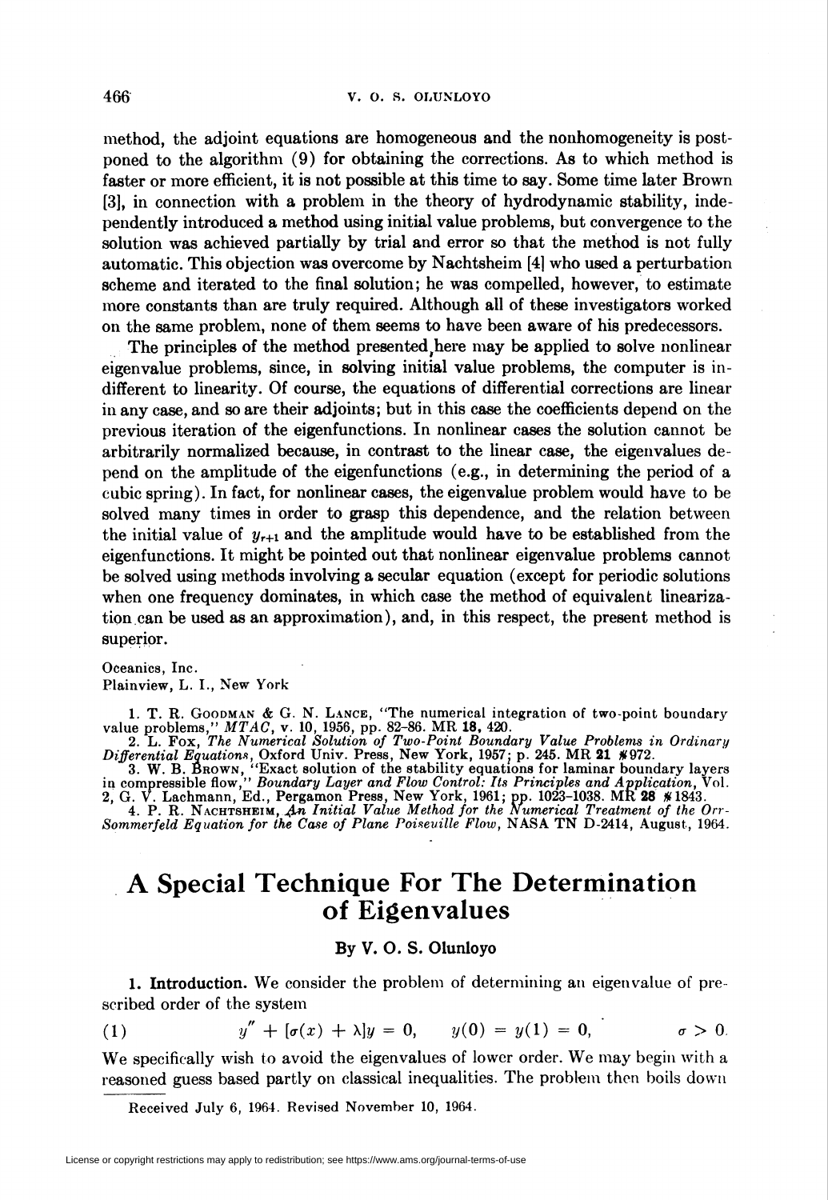method, the adjoint equations are homogeneous and the nonhomogeneity is postponed to the algorithm (9) for obtaining the corrections. As to which method is faster or more efficient, it is not possible at this time to say. Some time later Brown [3], in connection with a problem in the theory of hydrodynamic stability, independently introduced a method using initial value problems, but convergence to the solution was achieved partially by trial and error so that the method is not fully automatic. This objection was overcome by Nachtsheim [4] who used a perturbation scheme and iterated to the final solution; he was compelled, however, to estimate more constants than are truly required. Although all of these investigators worked on the same problem, none of them seems to have been aware of his predecessors.

The principles of the method presented here may be applied to solve nonlinear eigenvalue problems, since, in solving initial value problems, the computer is indifferent to linearity. Of course, the equations of differential corrections are linear in any case, and so are their adjoints; but in this case the coefficients depend on the previous iteration of the eigenfunctions. In nonlinear cases the solution cannot be arbitrarily normalized because, in contrast to the linear case, the eigenvalues depend on the amplitude of the eigenfunctions (e.g., in determining the period of a cubic spring). In fact, for nonlinear cases, the eigenvalue problem would have to be solved many times in order to grasp this dependence, and the relation between the initial value of $y_{r+1}$ and the amplitude would have to be established from the eigenfunctions. It might be pointed out that nonlinear eigenvalue problems cannot be solved using methods involving a secular equation (except for periodic solutions when one frequency dominates, in which case the method of equivalent linearization can be used as an approximation), and, in this respect, the present method is superior.

Oceanics, Inc.
Plainview, L. I., New York

1. T. R. Goodman & G. N. Lance, "The numerical integration of two-point boundary value problems," *MTAC*, v. 10, 1956, pp. 82–86. MR **18**, 420.
2. L. Fox, *The Numerical Solution of Two-Point Boundary Value Problems in Ordinary Differential Equations*, Oxford Univ. Press, New York, 1957; p. 245. MR **21** #972.
3. W. B. Brown, "Exact solution of the stability equations for laminar boundary layers in compressible flow," *Boundary Layer and Flow Control: Its Principles and Application*, Vol. 2, G. V. Lachmann, Ed., Pergamon Press, New York, 1961; pp. 1023–1038. MR **28** #1843.
4. P. R. Nachtsheim, *An Initial Value Method for the Numerical Treatment of the Orr-Sommerfeld Equation for the Case of Plane Poiseuille Flow*, NASA TN D-2414, August, 1964.

# A Special Technique For The Determination of Eigenvalues

**By V. O. S. Olunloyo**

**1. Introduction.** We consider the problem of determining an eigenvalue of prescribed order of the system

$$y'' + [\sigma(x) + \lambda]y = 0, \qquad y(0) = y(1) = 0, \qquad \sigma > 0. \tag{1}$$

We specifically wish to avoid the eigenvalues of lower order. We may begin with a reasoned guess based partly on classical inequalities. The problem then boils down

Received July 6, 1964. Revised November 10, 1964.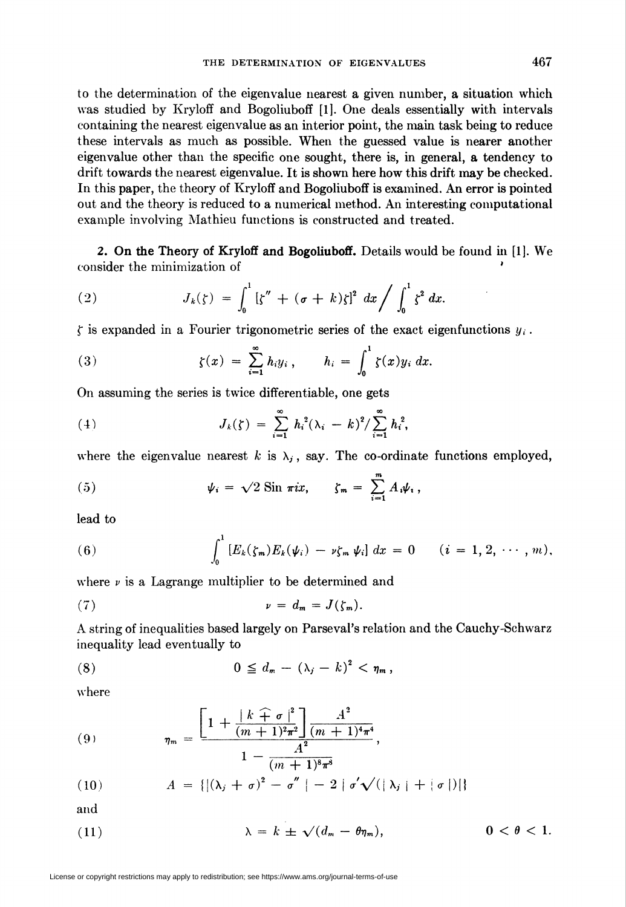to the determination of the eigenvalue nearest a given number, a situation which was studied by Kryloff and Bogoliuboff [1]. One deals essentially with intervals containing the nearest eigenvalue as an interior point, the main task being to reduce these intervals as much as possible. When the guessed value is nearer another eigenvalue other than the specific one sought, there is, in general, a tendency to drift towards the nearest eigenvalue. It is shown here how this drift may be checked. In this paper, the theory of Kryloff and Bogoliuboff is examined. An error is pointed out and the theory is reduced to a numerical method. An interesting computational example involving Mathieu functions is constructed and treated.

**2. On the Theory of Kryloff and Bogoliuboff.** Details would be found in [1]. We consider the minimization of

$$J_k(\zeta) = \int_0^1 [\zeta'' + (\sigma + k)\zeta]^2 \, dx \Big/ \int_0^1 \zeta^2 \, dx. \tag{2}$$

$\zeta$ is expanded in a Fourier trigonometric series of the exact eigenfunctions $y_i$.

$$\zeta(x) = \sum_{i=1}^{\infty} h_i y_i, \qquad h_i = \int_0^1 \zeta(x) y_i \, dx. \tag{3}$$

On assuming the series is twice differentiable, one gets

$$J_k(\zeta) = \sum_{i=1}^{\infty} h_i^2 (\lambda_i - k)^2 \Big/ \sum_{i=1}^{\infty} h_i^2, \tag{4}$$

where the eigenvalue nearest $k$ is $\lambda_j$, say. The co-ordinate functions employed,

$$\psi_i = \sqrt{2} \operatorname{Sin} \pi i x, \qquad \zeta_m = \sum_{i=1}^{m} A_i \psi_i, \tag{5}$$

lead to

$$\int_0^1 [E_k(\zeta_m) E_k(\psi_i) - \nu \zeta_m \psi_i] \, dx = 0 \qquad (i = 1, 2, \cdots, m), \tag{6}$$

where $\nu$ is a Lagrange multiplier to be determined and

$$\nu = d_m = J(\zeta_m). \tag{7}$$

A string of inequalities based largely on Parseval's relation and the Cauchy-Schwarz inequality lead eventually to

$$0 \leqq d_m - (\lambda_j - k)^2 < \eta_m, \tag{8}$$

where

$$\eta_m = \frac{\left[1 + \dfrac{|k \mathbin{\widehat{+}} \sigma|^2}{(m+1)^2 \pi^2}\right] \dfrac{A^2}{(m+1)^4 \pi^4}}{1 - \dfrac{A^2}{(m+1)^8 \pi^8}}, \tag{9}$$

$$A = \{|(\lambda_j + \sigma)^2 - \sigma''| - 2 | \sigma' \sqrt{(|\lambda_j| + |\sigma|)}|\} \tag{10}$$

and

$$\lambda = k \pm \sqrt{(d_m - \theta \eta_m)}, \qquad 0 < \theta < 1. \tag{11}$$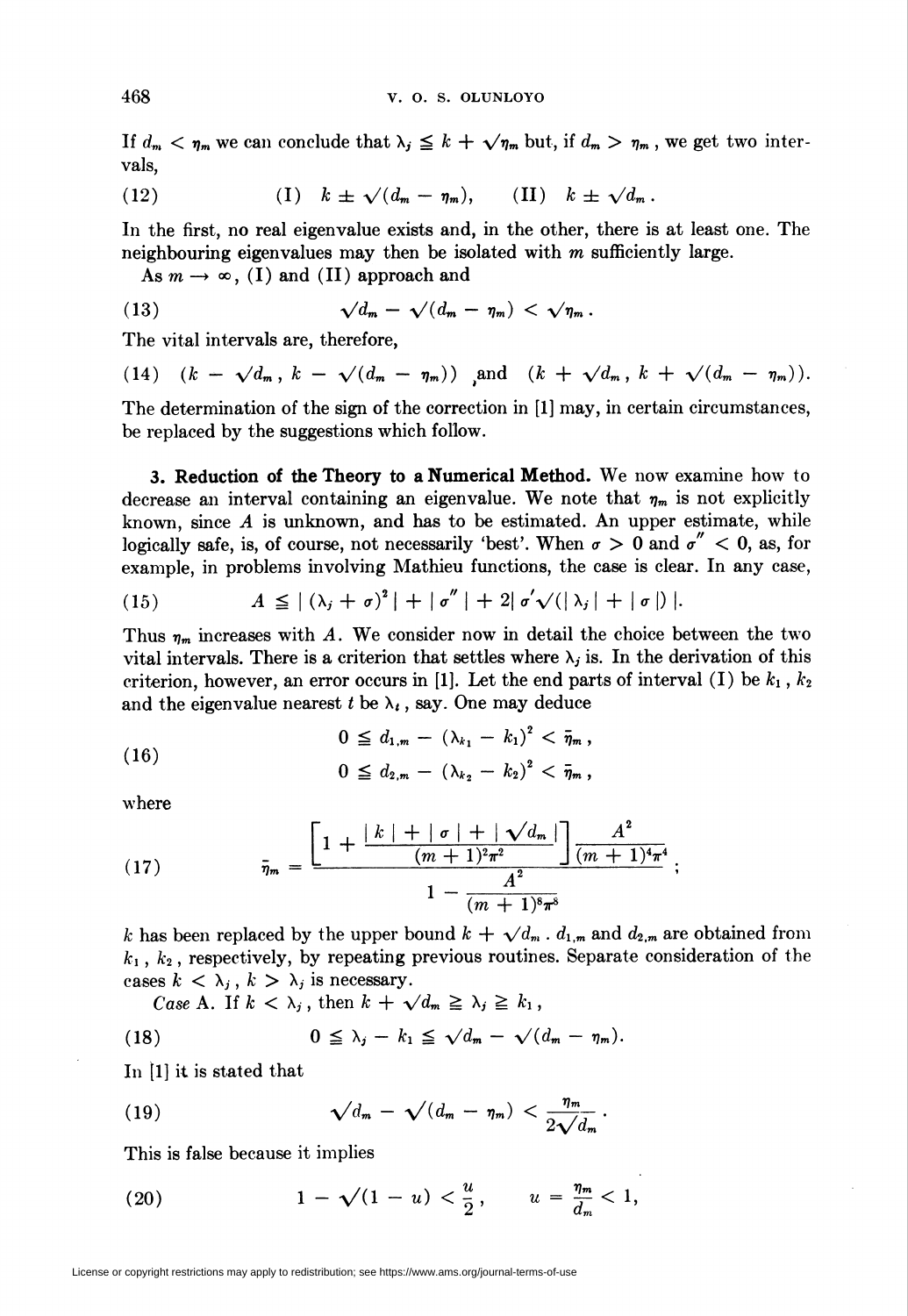If $d_m < \eta_m$ we can conclude that $\lambda_j \leqq k + \sqrt{\eta_m}$ but, if $d_m > \eta_m$, we get two intervals,

$$\text{(12)} \qquad \text{(I)} \quad k \pm \sqrt{(d_m - \eta_m)}, \qquad \text{(II)} \quad k \pm \sqrt{d_m}\,.$$

In the first, no real eigenvalue exists and, in the other, there is at least one. The neighbouring eigenvalues may then be isolated with $m$ sufficiently large.

As $m \to \infty$, (I) and (II) approach and

$$\text{(13)} \qquad \sqrt{d_m} - \sqrt{(d_m - \eta_m)} < \sqrt{\eta_m}\,.$$

The vital intervals are, therefore,

$$\text{(14)} \quad (k - \sqrt{d_m},\; k - \sqrt{(d_m - \eta_m)}) \quad \text{and} \quad (k + \sqrt{d_m},\; k + \sqrt{(d_m - \eta_m)}).$$

The determination of the sign of the correction in [1] may, in certain circumstances, be replaced by the suggestions which follow.

**3. Reduction of the Theory to a Numerical Method.** We now examine how to decrease an interval containing an eigenvalue. We note that $\eta_m$ is not explicitly known, since $A$ is unknown, and has to be estimated. An upper estimate, while logically safe, is, of course, not necessarily 'best'. When $\sigma > 0$ and $\sigma'' < 0$, as, for example, in problems involving Mathieu functions, the case is clear. In any case,

$$\text{(15)} \qquad A \leqq |\, (\lambda_j + \sigma)^2 \,| + |\, \sigma'' \,| + 2|\, \sigma' \sqrt{(|\, \lambda_j \,| + |\, \sigma \,|)} \,|.$$

Thus $\eta_m$ increases with $A$. We consider now in detail the choice between the two vital intervals. There is a criterion that settles where $\lambda_j$ is. In the derivation of this criterion, however, an error occurs in [1]. Let the end parts of interval (I) be $k_1$, $k_2$ and the eigenvalue nearest $t$ be $\lambda_t$, say. One may deduce

$$\text{(16)} \qquad \begin{aligned} 0 &\leqq d_{1,m} - (\lambda_{k_1} - k_1)^2 < \bar{\eta}_m\,, \\ 0 &\leqq d_{2,m} - (\lambda_{k_2} - k_2)^2 < \bar{\eta}_m\,, \end{aligned}$$

where

$$\text{(17)} \qquad \bar{\eta}_m = \frac{\left[1 + \dfrac{|\, k \,| + |\, \sigma \,| + |\, \sqrt{d_m} \,|}{(m+1)^2 \pi^2}\right] \dfrac{A^2}{(m+1)^4 \pi^4}}{1 - \dfrac{A^2}{(m+1)^8 \pi^8}}\,;$$

$k$ has been replaced by the upper bound $k + \sqrt{d_m}$. $d_{1,m}$ and $d_{2,m}$ are obtained from $k_1$, $k_2$, respectively, by repeating previous routines. Separate consideration of the cases $k < \lambda_j$, $k > \lambda_j$ is necessary.

*Case* A. If $k < \lambda_j$, then $k + \sqrt{d_m} \geqq \lambda_j \geqq k_1$,

$$\text{(18)} \qquad 0 \leqq \lambda_j - k_1 \leqq \sqrt{d_m} - \sqrt{(d_m - \eta_m)}.$$

In [1] it is stated that

$$\text{(19)} \qquad \sqrt{d_m} - \sqrt{(d_m - \eta_m)} < \frac{\eta_m}{2\sqrt{d_m}}\,.$$

This is false because it implies

$$\text{(20)} \qquad 1 - \sqrt{(1 - u)} < \frac{u}{2}\,, \qquad u = \frac{\eta_m}{d_m} < 1,$$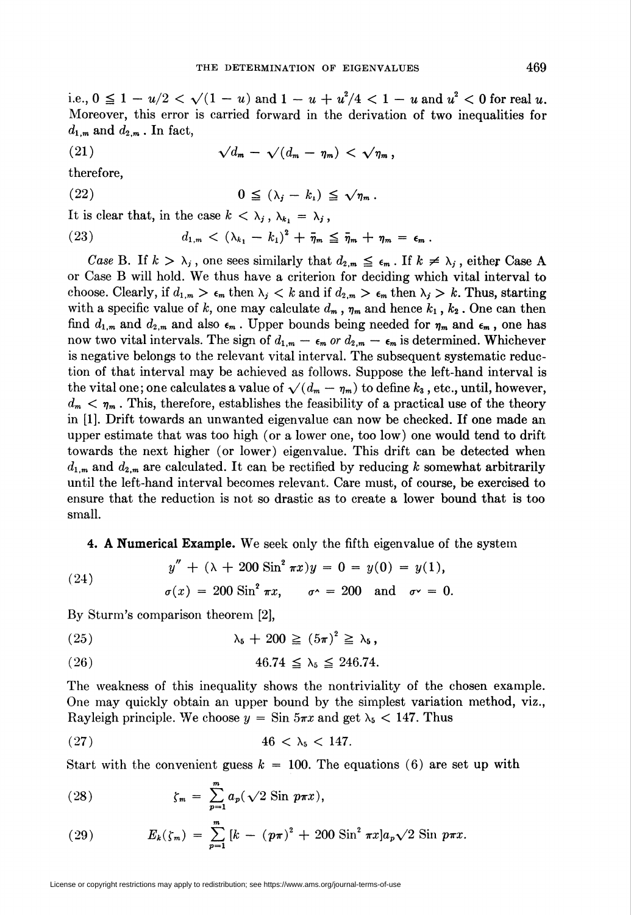i.e., $0 \leqq 1 - u/2 < \sqrt{(1 - u)}$ and $1 - u + u^2/4 < 1 - u$ and $u^2 < 0$ for real $u$. Moreover, this error is carried forward in the derivation of two inequalities for $d_{1,m}$ and $d_{2,m}$. In fact,

$$\sqrt{d_m} - \sqrt{(d_m - \eta_m)} < \sqrt{\eta_m}, \tag{21}$$

therefore,

$$0 \leqq (\lambda_j - k_1) \leqq \sqrt{\eta_m}. \tag{22}$$

It is clear that, in the case $k < \lambda_j$, $\lambda_{k_1} = \lambda_j$,

$$d_{1,m} < (\lambda_{k_1} - k_1)^2 + \bar{\eta}_m \leqq \bar{\eta}_m + \eta_m = \epsilon_m. \tag{23}$$

*Case* B. If $k > \lambda_j$, one sees similarly that $d_{2,m} \leqq \epsilon_m$. If $k \neq \lambda_j$, either Case A or Case B will hold. We thus have a criterion for deciding which vital interval to choose. Clearly, if $d_{1,m} > \epsilon_m$ then $\lambda_j < k$ and if $d_{2,m} > \epsilon_m$ then $\lambda_j > k$. Thus, starting with a specific value of $k$, one may calculate $d_m$, $\eta_m$ and hence $k_1$, $k_2$. One can then find $d_{1,m}$ and $d_{2,m}$ and also $\epsilon_m$. Upper bounds being needed for $\eta_m$ and $\epsilon_m$, one has now two vital intervals. The sign of $d_{1,m} - \epsilon_m$ *or* $d_{2,m} - \epsilon_m$ is determined. Whichever is negative belongs to the relevant vital interval. The subsequent systematic reduction of that interval may be achieved as follows. Suppose the left-hand interval is the vital one; one calculates a value of $\sqrt{(d_m - \eta_m)}$ to define $k_3$, etc., until, however, $d_m < \eta_m$. This, therefore, establishes the feasibility of a practical use of the theory in [1]. Drift towards an unwanted eigenvalue can now be checked. If one made an upper estimate that was too high (or a lower one, too low) one would tend to drift towards the next higher (or lower) eigenvalue. This drift can be detected when $d_{1,m}$ and $d_{2,m}$ are calculated. It can be rectified by reducing $k$ somewhat arbitrarily until the left-hand interval becomes relevant. Care must, of course, be exercised to ensure that the reduction is not so drastic as to create a lower bound that is too small.

**4. A Numerical Example.** We seek only the fifth eigenvalue of the system

$$\begin{gathered} y'' + (\lambda + 200 \operatorname{Sin}^2 \pi x) y = 0 = y(0) = y(1), \\ \sigma(x) = 200 \operatorname{Sin}^2 \pi x, \qquad \sigma^\wedge = 200 \quad \text{and} \quad \sigma^\vee = 0. \end{gathered} \tag{24}$$

By Sturm's comparison theorem [2],

$$\lambda_5 + 200 \geqq (5\pi)^2 \geqq \lambda_5, \tag{25}$$

$$46.74 \leqq \lambda_5 \leqq 246.74. \tag{26}$$

The weakness of this inequality shows the nontriviality of the chosen example. One may quickly obtain an upper bound by the simplest variation method, viz., Rayleigh principle. We choose $y = \operatorname{Sin} 5\pi x$ and get $\lambda_5 < 147$. Thus

$$46 < \lambda_5 < 147. \tag{27}$$

Start with the convenient guess $k = 100$. The equations (6) are set up with

$$\zeta_m = \sum_{p=1}^{m} a_p (\sqrt{2} \operatorname{Sin} p\pi x), \tag{28}$$

$$E_k(\zeta_m) = \sum_{p=1}^{m} [k - (p\pi)^2 + 200 \operatorname{Sin}^2 \pi x] a_p \sqrt{2} \operatorname{Sin} p\pi x. \tag{29}$$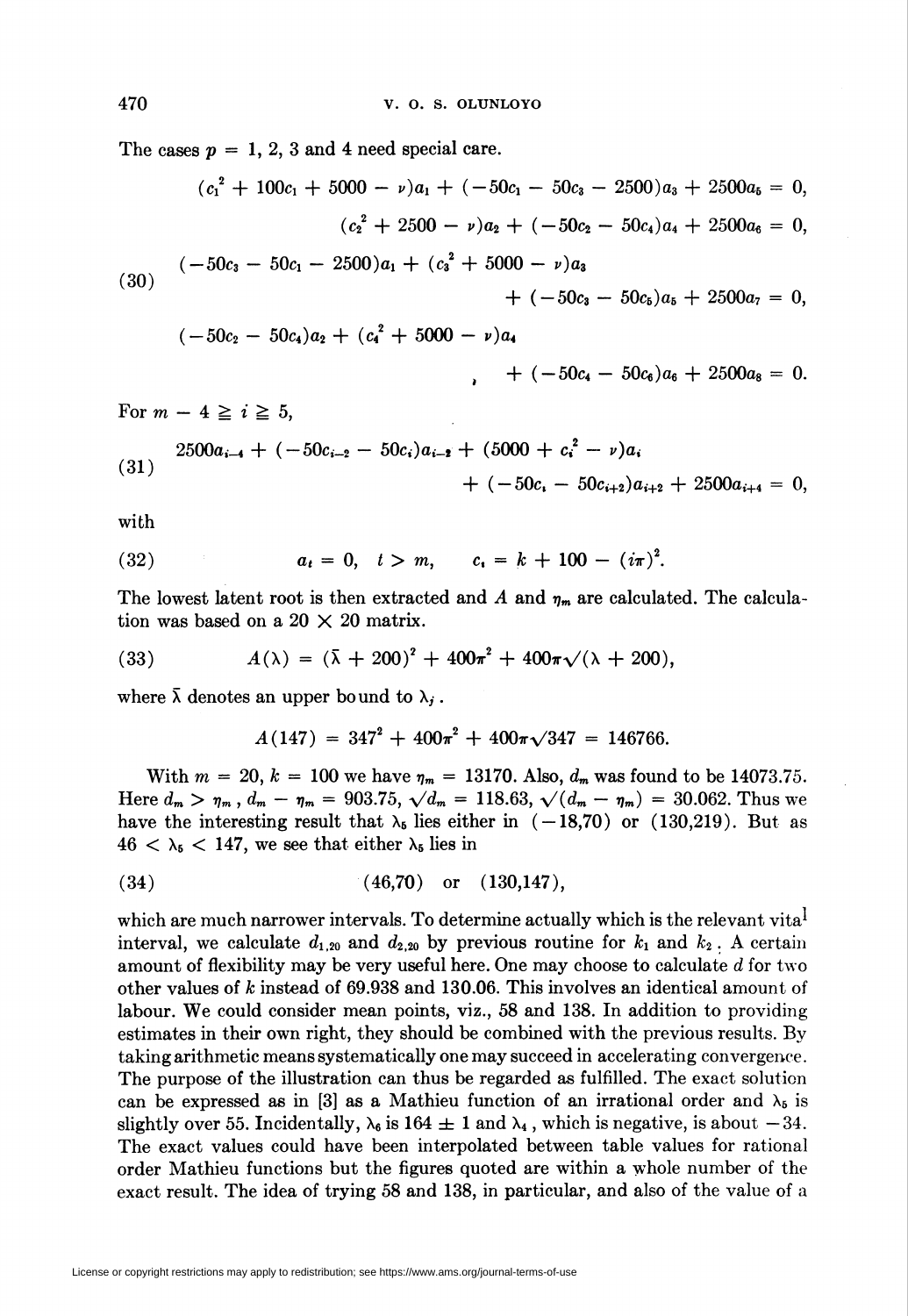The cases $p = 1, 2, 3$ and $4$ need special care.

$$
\begin{aligned}
&(c_1^2 + 100c_1 + 5000 - \nu)a_1 + (-50c_1 - 50c_3 - 2500)a_3 + 2500a_5 = 0,\\
&(c_2^2 + 2500 - \nu)a_2 + (-50c_2 - 50c_4)a_4 + 2500a_6 = 0,\\
&(-50c_3 - 50c_1 - 2500)a_1 + (c_3^2 + 5000 - \nu)a_3 + (-50c_3 - 50c_5)a_5 + 2500a_7 = 0,\\
&(-50c_2 - 50c_4)a_2 + (c_4^2 + 5000 - \nu)a_4 + (-50c_4 - 50c_6)a_6 + 2500a_8 = 0.
\end{aligned} \tag{30}
$$

For $m - 4 \geqq i \geqq 5$,

$$
2500a_{i-4} + (-50c_{i-2} - 50c_i)a_{i-2} + (5000 + c_i^2 - \nu)a_i + (-50c_i - 50c_{i+2})a_{i+2} + 2500a_{i+4} = 0, \tag{31}
$$

with

$$
a_t = 0, \quad t > m, \qquad c_i = k + 100 - (i\pi)^2. \tag{32}
$$

The lowest latent root is then extracted and $A$ and $\eta_m$ are calculated. The calculation was based on a $20 \times 20$ matrix.

$$
A(\lambda) = (\bar{\lambda} + 200)^2 + 400\pi^2 + 400\pi\sqrt{(\lambda + 200)}, \tag{33}
$$

where $\bar{\lambda}$ denotes an upper bound to $\lambda_j$.

$$
A(147) = 347^2 + 400\pi^2 + 400\pi\sqrt{347} = 146766.
$$

With $m = 20$, $k = 100$ we have $\eta_m = 13170$. Also, $d_m$ was found to be 14073.75. Here $d_m > \eta_m$, $d_m - \eta_m = 903.75$, $\sqrt{d_m} = 118.63$, $\sqrt{(d_m - \eta_m)} = 30.062$. Thus we have the interesting result that $\lambda_5$ lies either in $(-18,70)$ or $(130,219)$. But as $46 < \lambda_5 < 147$, we see that either $\lambda_5$ lies in

$$
(46,70) \quad \text{or} \quad (130,147), \tag{34}
$$

which are much narrower intervals. To determine actually which is the relevant vital interval, we calculate $d_{1,20}$ and $d_{2,20}$ by previous routine for $k_1$ and $k_2$. A certain amount of flexibility may be very useful here. One may choose to calculate $d$ for two other values of $k$ instead of 69.938 and 130.06. This involves an identical amount of labour. We could consider mean points, viz., 58 and 138. In addition to providing estimates in their own right, they should be combined with the previous results. By taking arithmetic means systematically one may succeed in accelerating convergence. The purpose of the illustration can thus be regarded as fulfilled. The exact solution can be expressed as in [3] as a Mathieu function of an irrational order and $\lambda_5$ is slightly over 55. Incidentally, $\lambda_6$ is $164 \pm 1$ and $\lambda_4$, which is negative, is about $-34$. The exact values could have been interpolated between table values for rational order Mathieu functions but the figures quoted are within a whole number of the exact result. The idea of trying 58 and 138, in particular, and also of the value of a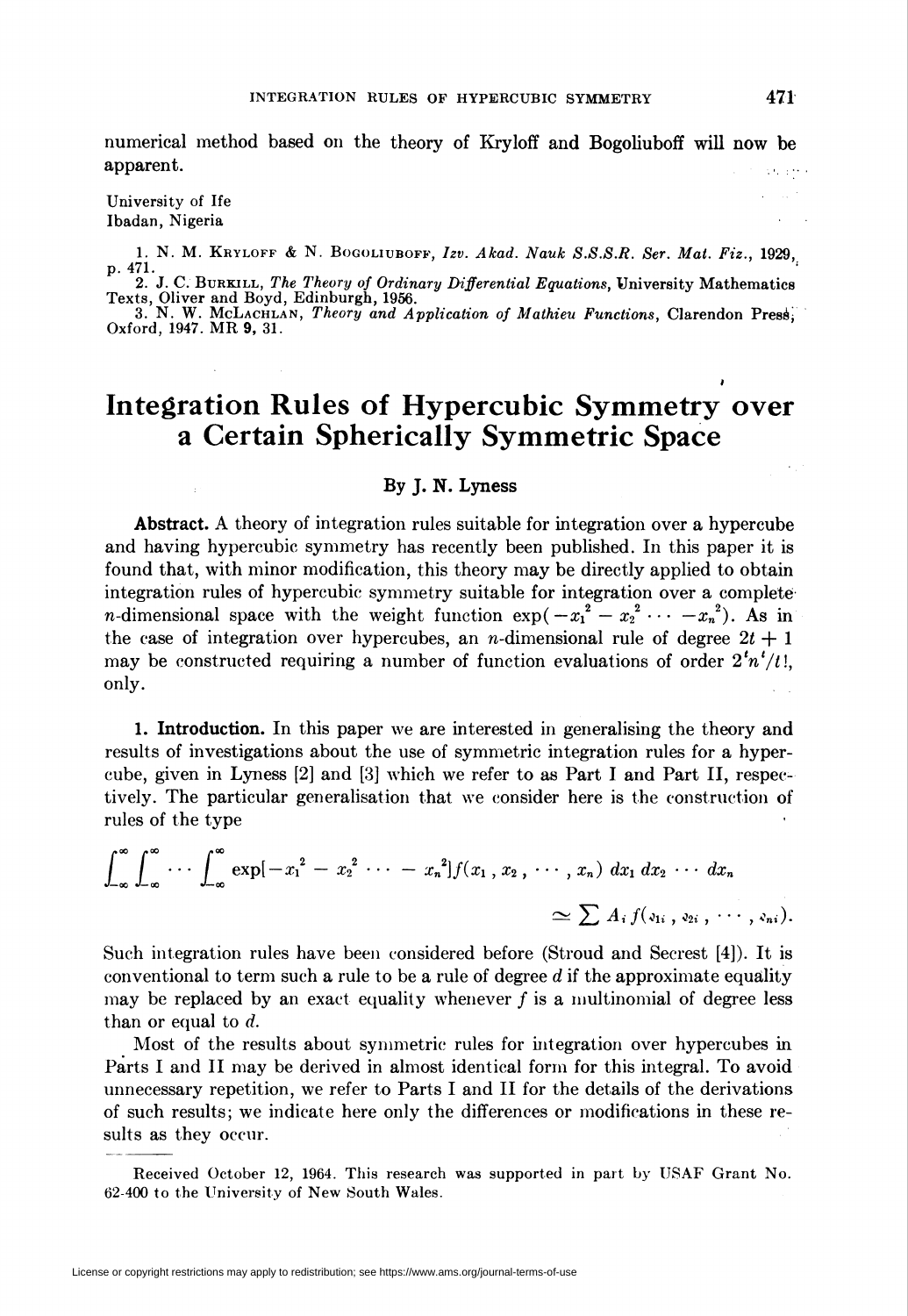numerical method based on the theory of Kryloff and Bogoliuboff will now be apparent.

University of Ife
Ibadan, Nigeria

1. N. M. Kryloff & N. Bogoliuboff, *Izv. Akad. Nauk S.S.S.R. Ser. Mat. Fiz.*, 1929, p. 471.
2. J. C. Burkill, *The Theory of Ordinary Differential Equations*, University Mathematics Texts, Oliver and Boyd, Edinburgh, 1956.
3. N. W. McLachlan, *Theory and Application of Mathieu Functions*, Clarendon Press, Oxford, 1947. MR 9, 31.

# Integration Rules of Hypercubic Symmetry over a Certain Spherically Symmetric Space

By J. N. Lyness

**Abstract.** A theory of integration rules suitable for integration over a hypercube and having hypercubic symmetry has recently been published. In this paper it is found that, with minor modification, this theory may be directly applied to obtain integration rules of hypercubic symmetry suitable for integration over a complete $n$-dimensional space with the weight function $\exp(-x_1^2 - x_2^2 \cdots -x_n^2)$. As in the case of integration over hypercubes, an $n$-dimensional rule of degree $2t+1$ may be constructed requiring a number of function evaluations of order $2^t n^t/t!$, only.

**1. Introduction.** In this paper we are interested in generalising the theory and results of investigations about the use of symmetric integration rules for a hypercube, given in Lyness [2] and [3] which we refer to as Part I and Part II, respectively. The particular generalisation that we consider here is the construction of rules of the type

$$\int_{-\infty}^{\infty}\int_{-\infty}^{\infty}\cdots\int_{-\infty}^{\infty} \exp[-x_1^2 - x_2^2 \cdots - x_n^2] f(x_1, x_2, \cdots, x_n)\, dx_1\, dx_2 \cdots dx_n$$

$$\simeq \sum A_i f(\vartheta_{1i}, \vartheta_{2i}, \cdots, \vartheta_{ni}).$$

Such integration rules have been considered before (Stroud and Secrest [4]). It is conventional to term such a rule to be a rule of degree $d$ if the approximate equality may be replaced by an exact equality whenever $f$ is a multinomial of degree less than or equal to $d$.

Most of the results about symmetric rules for integration over hypercubes in Parts I and II may be derived in almost identical form for this integral. To avoid unnecessary repetition, we refer to Parts I and II for the details of the derivations of such results; we indicate here only the differences or modifications in these results as they occur.

Received October 12, 1964. This research was supported in part by USAF Grant No. 62-400 to the University of New South Wales.